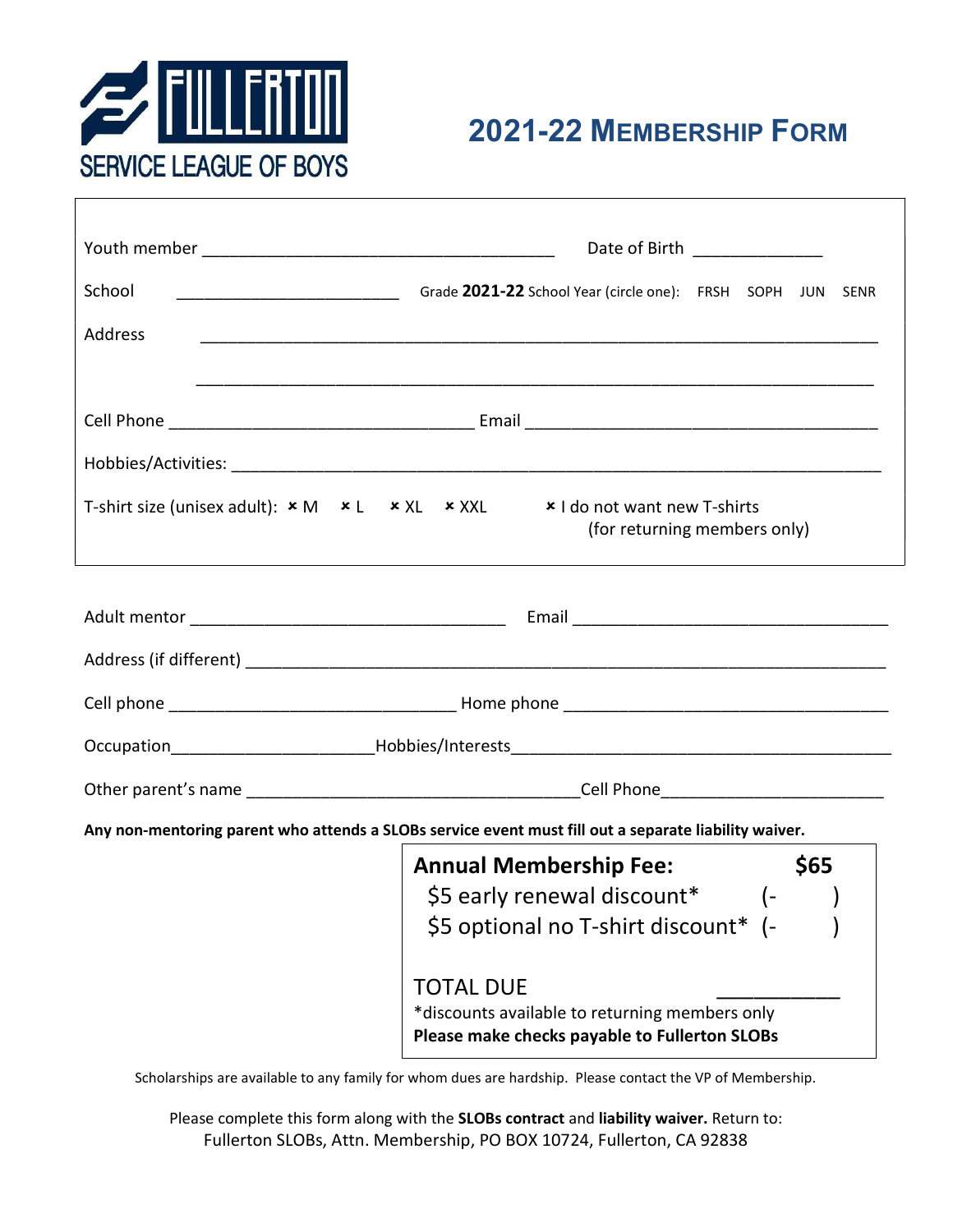FULLERTON SERVICE LEAGUE OF BOYS

# 2021-22 MEMBERSHIP FORM

Youth member ______________________________________ Date of Birth _____________

School ________________________ Grade **2021-22** School Year (circle one): FRSH SOPH JUN SENR

Address ___________________________________________________________________________

___________________________________________________________________________

Cell Phone _________________________________ Email _______________________________________

Hobbies/Activities: ________________________________________________________________________

T-shirt size (unisex adult): × M × L × XL × XXL × I do not want new T-shirts (for returning members only)

Adult mentor __________________________________ Email __________________________________

Address (if different) _______________________________________________________________________

Cell phone ______________________________ Home phone __________________________________

Occupation_____________________Hobbies/Interests_________________________________________

Other parent's name ____________________________________Cell Phone_______________________

**Any non-mentoring parent who attends a SLOBs service event must fill out a separate liability waiver.**

| | |
|---|---|
| **Annual Membership Fee:** | **$65** |
| $5 early renewal discount* | (- ) |
| $5 optional no T-shirt discount* | (- ) |
| TOTAL DUE | __________ |

*discounts available to returning members only

**Please make checks payable to Fullerton SLOBs**

Scholarships are available to any family for whom dues are hardship. Please contact the VP of Membership.

Please complete this form along with the **SLOBs contract** and **liability waiver.** Return to:
Fullerton SLOBs, Attn. Membership, PO BOX 10724, Fullerton, CA 92838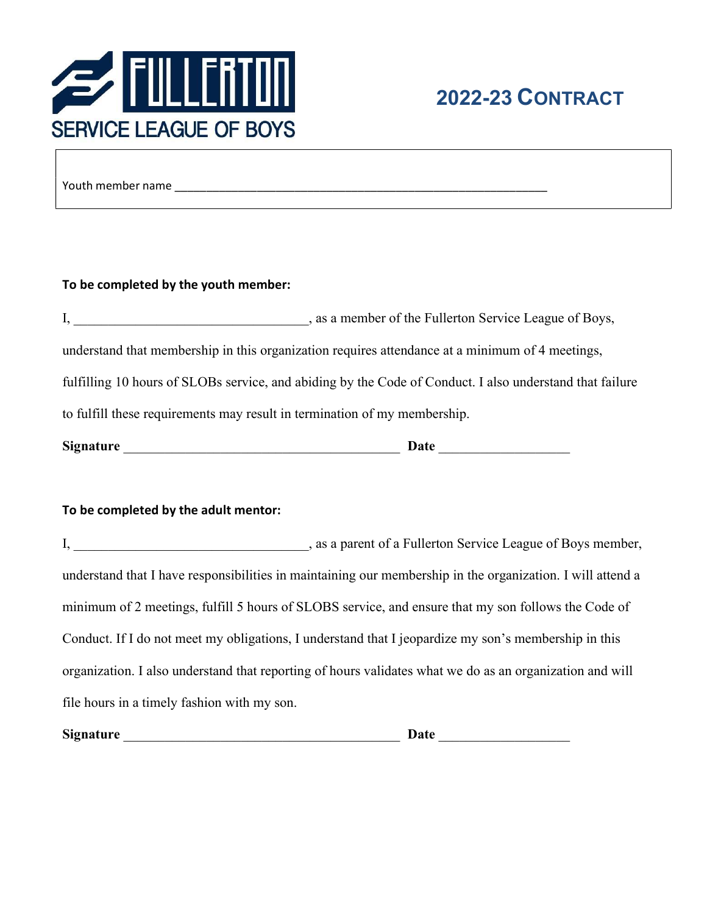FULLERTON SERVICE LEAGUE OF BOYS

# 2022-23 CONTRACT

Youth member name ______________________________________________________________

**To be completed by the youth member:**

I, ___________________________________, as a member of the Fullerton Service League of Boys, understand that membership in this organization requires attendance at a minimum of 4 meetings, fulfilling 10 hours of SLOBs service, and abiding by the Code of Conduct. I also understand that failure to fulfill these requirements may result in termination of my membership.

**Signature** __________________________________________ **Date** ___________________

**To be completed by the adult mentor:**

I, ___________________________________, as a parent of a Fullerton Service League of Boys member, understand that I have responsibilities in maintaining our membership in the organization. I will attend a minimum of 2 meetings, fulfill 5 hours of SLOBS service, and ensure that my son follows the Code of Conduct. If I do not meet my obligations, I understand that I jeopardize my son's membership in this organization. I also understand that reporting of hours validates what we do as an organization and will file hours in a timely fashion with my son.

**Signature** __________________________________________ **Date** ___________________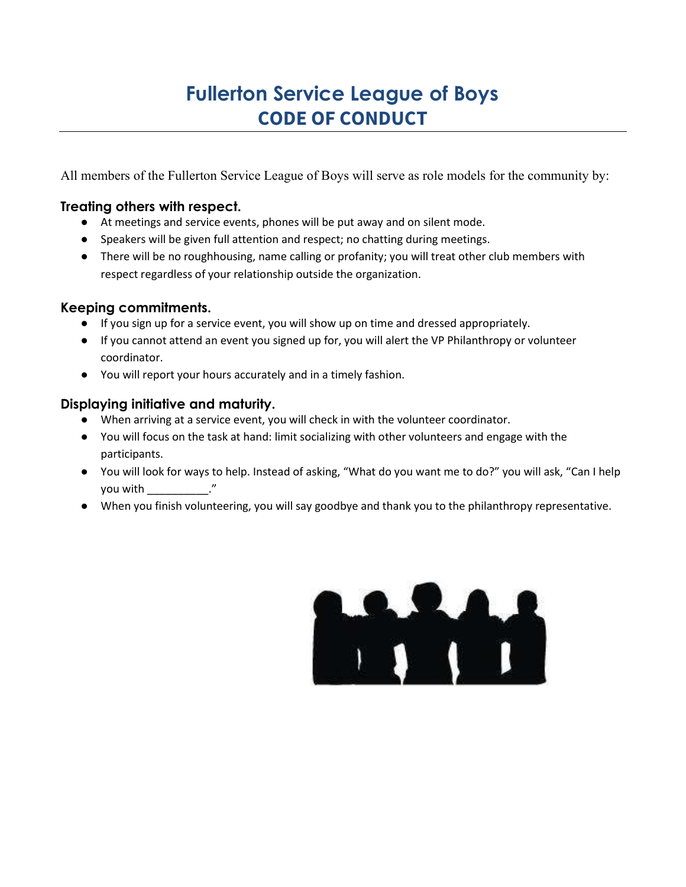# Fullerton Service League of Boys
## CODE OF CONDUCT

All members of the Fullerton Service League of Boys will serve as role models for the community by:

### Treating others with respect.

- At meetings and service events, phones will be put away and on silent mode.
- Speakers will be given full attention and respect; no chatting during meetings.
- There will be no roughhousing, name calling or profanity; you will treat other club members with respect regardless of your relationship outside the organization.

### Keeping commitments.

- If you sign up for a service event, you will show up on time and dressed appropriately.
- If you cannot attend an event you signed up for, you will alert the VP Philanthropy or volunteer coordinator.
- You will report your hours accurately and in a timely fashion.

### Displaying initiative and maturity.

- When arriving at a service event, you will check in with the volunteer coordinator.
- You will focus on the task at hand: limit socializing with other volunteers and engage with the participants.
- You will look for ways to help. Instead of asking, "What do you want me to do?" you will ask, "Can I help you with __________."
- When you finish volunteering, you will say goodbye and thank you to the philanthropy representative.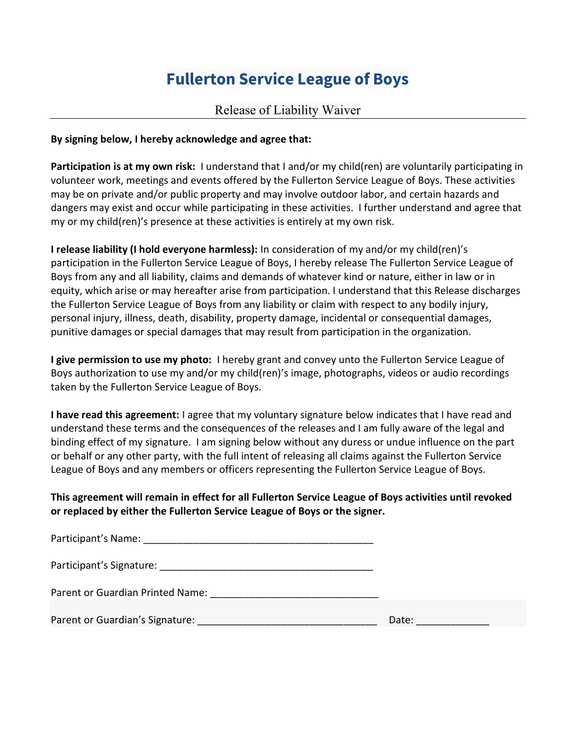# Fullerton Service League of Boys

Release of Liability Waiver

---

**By signing below, I hereby acknowledge and agree that:**

**Participation is at my own risk:** I understand that I and/or my child(ren) are voluntarily participating in volunteer work, meetings and events offered by the Fullerton Service League of Boys. These activities may be on private and/or public property and may involve outdoor labor, and certain hazards and dangers may exist and occur while participating in these activities. I further understand and agree that my or my child(ren)'s presence at these activities is entirely at my own risk.

**I release liability (I hold everyone harmless):** In consideration of my and/or my child(ren)'s participation in the Fullerton Service League of Boys, I hereby release The Fullerton Service League of Boys from any and all liability, claims and demands of whatever kind or nature, either in law or in equity, which arise or may hereafter arise from participation. I understand that this Release discharges the Fullerton Service League of Boys from any liability or claim with respect to any bodily injury, personal injury, illness, death, disability, property damage, incidental or consequential damages, punitive damages or special damages that may result from participation in the organization.

**I give permission to use my photo:** I hereby grant and convey unto the Fullerton Service League of Boys authorization to use my and/or my child(ren)'s image, photographs, videos or audio recordings taken by the Fullerton Service League of Boys.

**I have read this agreement:** I agree that my voluntary signature below indicates that I have read and understand these terms and the consequences of the releases and I am fully aware of the legal and binding effect of my signature. I am signing below without any duress or undue influence on the part or behalf or any other party, with the full intent of releasing all claims against the Fullerton Service League of Boys and any members or officers representing the Fullerton Service League of Boys.

**This agreement will remain in effect for all Fullerton Service League of Boys activities until revoked or replaced by either the Fullerton Service League of Boys or the signer.**

Participant's Name: ________________________________________

Participant's Signature: ____________________________________

Parent or Guardian Printed Name: ______________________________

Parent or Guardian's Signature: _______________________________ Date: ____________